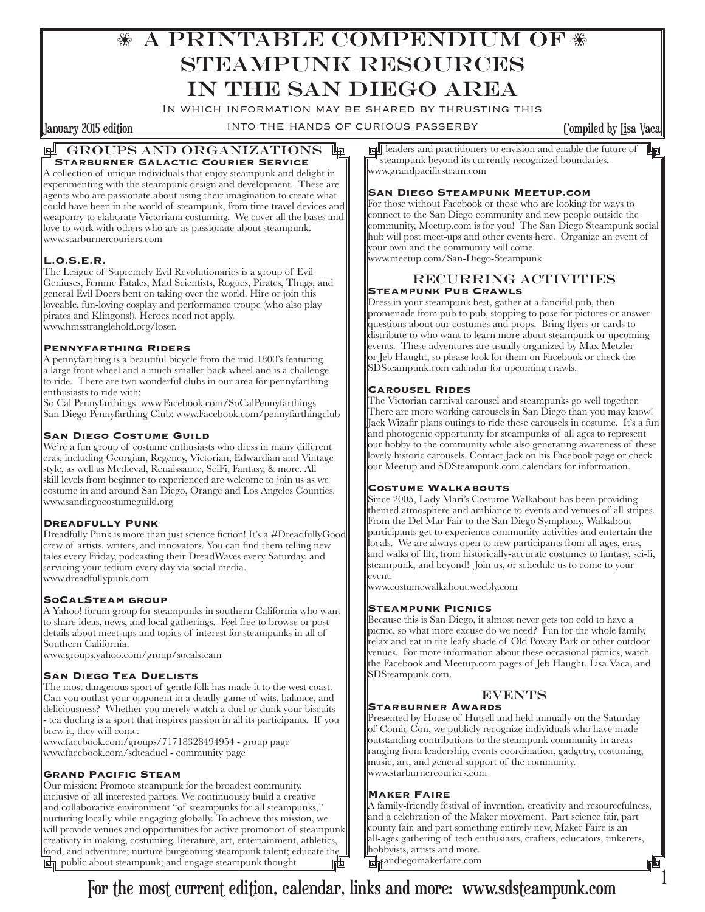# ❋ A Printable Compendium of ❋ Steampunk Resources in the San Diego Area

In which information may be shared by thrusting this into the hands of curious passerby

January 2015 edition

Compiled by Lisa Vaca

## Groups and Organizations

### Starburner Galactic Courier Service

A collection of unique individuals that enjoy steampunk and delight in experimenting with the steampunk design and development. These are agents who are passionate about using their imagination to create what could have been in the world of steampunk, from time travel devices and weaponry to elaborate Victoriana costuming. We cover all the bases and love to work with others who are as passionate about steampunk.
www.starburnercouriers.com

### L.O.S.E.R.

The League of Supremely Evil Revolutionaries is a group of Evil Geniuses, Femme Fatales, Mad Scientists, Rogues, Pirates, Thugs, and general Evil Doers bent on taking over the world. Hire or join this loveable, fun-loving cosplay and performance troupe (who also play pirates and Klingons!). Heroes need not apply.
www.hmsstranglehold.org/loser.

### Pennyfarthing Riders

A pennyfarthing is a beautiful bicycle from the mid 1800's featuring a large front wheel and a much smaller back wheel and is a challenge to ride. There are two wonderful clubs in our area for pennyfarthing enthusiasts to ride with:
So Cal Pennyfarthings: www.Facebook.com/SoCalPennyfarthings
San Diego Pennyfarthing Club: www.Facebook.com/pennyfarthingclub

### San Diego Costume Guild

We're a fun group of costume enthusiasts who dress in many different eras, including Georgian, Regency, Victorian, Edwardian and Vintage style, as well as Medieval, Renaissance, SciFi, Fantasy, & more. All skill levels from beginner to experienced are welcome to join us as we costume in and around San Diego, Orange and Los Angeles Counties.
www.sandiegocostumeguild.org

### Dreadfully Punk

Dreadfully Punk is more than just science fiction! It's a #DreadfullyGood crew of artists, writers, and innovators. You can find them telling new tales every Friday, podcasting their DreadWaves every Saturday, and servicing your tedium every day via social media.
www.dreadfullypunk.com

### SoCalSteam group

A Yahoo! forum group for steampunks in southern California who want to share ideas, news, and local gatherings. Feel free to browse or post details about meet-ups and topics of interest for steampunks in all of Southern California.
www.groups.yahoo.com/group/socalsteam

### San Diego Tea Duelists

The most dangerous sport of gentle folk has made it to the west coast. Can you outlast your opponent in a deadly game of wits, balance, and deliciousness? Whether you merely watch a duel or dunk your biscuits - tea dueling is a sport that inspires passion in all its participants. If you brew it, they will come.
www.facebook.com/groups/71718328494954 - group page
www.facebook.com/sdteaduel - community page

### Grand Pacific Steam

Our mission: Promote steampunk for the broadest community, inclusive of all interested parties. We continuously build a creative and collaborative environment "of steampunks for all steampunks," nurturing locally while engaging globally. To achieve this mission, we will provide venues and opportunities for active promotion of steampunk creativity in making, costuming, literature, art, entertainment, athletics, food, and adventure; nurture burgeoning steampunk talent; educate the public about steampunk; and engage steampunk thought leaders and practitioners to envision and enable the future of steampunk beyond its currently recognized boundaries.
www.grandpacificsteam.com

### San Diego Steampunk Meetup.com

For those without Facebook or those who are looking for ways to connect to the San Diego community and new people outside the community, Meetup.com is for you! The San Diego Steampunk social hub will post meet-ups and other events here. Organize an event of your own and the community will come.
www.meetup.com/San-Diego-Steampunk

## Recurring Activities

### Steampunk Pub Crawls

Dress in your steampunk best, gather at a fanciful pub, then promenade from pub to pub, stopping to pose for pictures or answer questions about our costumes and props. Bring flyers or cards to distribute to who want to learn more about steampunk or upcoming events. These adventures are usually organized by Max Metzler or Jeb Haught, so please look for them on Facebook or check the SDSteampunk.com calendar for upcoming crawls.

### Carousel Rides

The Victorian carnival carousel and steampunks go well together. There are more working carousels in San Diego than you may know! Jack Wizafir plans outings to ride these carousels in costume. It's a fun and photogenic opportunity for steampunks of all ages to represent our hobby to the community while also generating awareness of these lovely historic carousels. Contact Jack on his Facebook page or check our Meetup and SDSteampunk.com calendars for information.

### Costume Walkabouts

Since 2005, Lady Mari's Costume Walkabout has been providing themed atmosphere and ambiance to events and venues of all stripes. From the Del Mar Fair to the San Diego Symphony, Walkabout participants get to experience community activities and entertain the locals. We are always open to new participants from all ages, eras, and walks of life, from historically-accurate costumes to fantasy, sci-fi, steampunk, and beyond! Join us, or schedule us to come to your event.
www.costumewalkabout.weebly.com

### Steampunk Picnics

Because this is San Diego, it almost never gets too cold to have a picnic, so what more excuse do we need? Fun for the whole family, relax and eat in the leafy shade of Old Poway Park or other outdoor venues. For more information about these occasional picnics, watch the Facebook and Meetup.com pages of Jeb Haught, Lisa Vaca, and SDSteampunk.com.

## Events

### Starburner Awards

Presented by House of Hutsell and held annually on the Saturday of Comic Con, we publicly recognize individuals who have made outstanding contributions to the steampunk community in areas ranging from leadership, events coordination, gadgetry, costuming, music, art, and general support of the community.
www.starburnercouriers.com

### Maker Faire

A family-friendly festival of invention, creativity and resourcefulness, and a celebration of the Maker movement. Part science fair, part county fair, and part something entirely new, Maker Faire is an all-ages gathering of tech enthusiasts, crafters, educators, tinkerers, hobbyists, artists and more.
sandiegomakerfaire.com

For the most current edition, calendar, links and more: www.sdsteampunk.com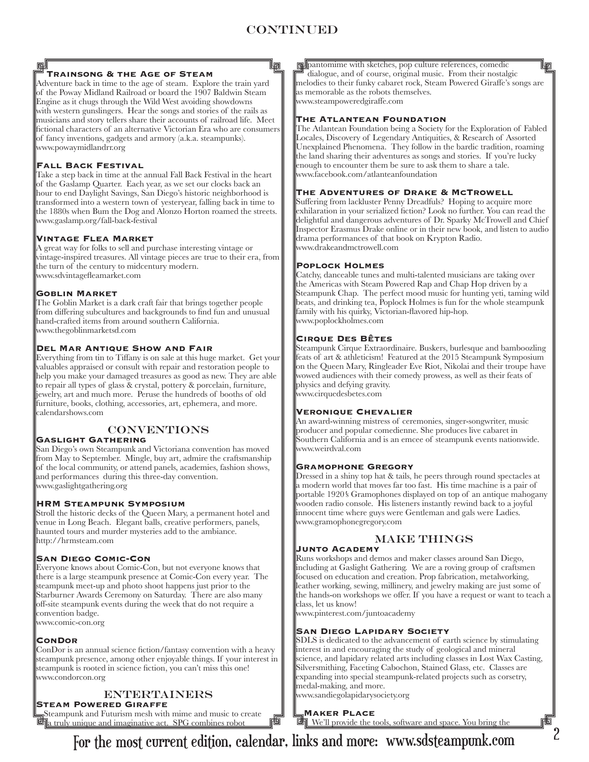# CONTINUED

### Trainsong & the Age of Steam

Adventure back in time to the age of steam. Explore the train yard of the Poway Midland Railroad or board the 1907 Baldwin Steam Engine as it chugs through the Wild West avoiding showdowns with western gunslingers. Hear the songs and stories of the rails as musicians and story tellers share their accounts of railroad life. Meet fictional characters of an alternative Victorian Era who are consumers of fancy inventions, gadgets and armory (a.k.a. steampunks).
www.powaymidlandrr.org

### Fall Back Festival

Take a step back in time at the annual Fall Back Festival in the heart of the Gaslamp Quarter. Each year, as we set our clocks back an hour to end Daylight Savings, San Diego's historic neighborhood is transformed into a western town of yesteryear, falling back in time to the 1880s when Bum the Dog and Alonzo Horton roamed the streets.
www.gaslamp.org/fall-back-festival

### Vintage Flea Market

A great way for folks to sell and purchase interesting vintage or vintage-inspired treasures. All vintage pieces are true to their era, from the turn of the century to midcentury modern.
www.sdvintagefleamarket.com

### Goblin Market

The Goblin Market is a dark craft fair that brings together people from differing subcultures and backgrounds to find fun and unusual hand-crafted items from around southern California.
www.thegoblinmarketsd.com

### Del Mar Antique Show and Fair

Everything from tin to Tiffany is on sale at this huge market. Get your valuables appraised or consult with repair and restoration people to help you make your damaged treasures as good as new. They are able to repair all types of glass & crystal, pottery & porcelain, furniture, jewelry, art and much more. Peruse the hundreds of booths of old furniture, books, clothing, accessories, art, ephemera, and more.
calendarshows.com

## CONVENTIONS

### Gaslight Gathering

San Diego's own Steampunk and Victoriana convention has moved from May to September. Mingle, buy art, admire the craftsmanship of the local community, or attend panels, academies, fashion shows, and performances during this three-day convention.
www.gaslightgathering.org

### HRM Steampunk Symposium

Stroll the historic decks of the Queen Mary, a permanent hotel and venue in Long Beach. Elegant balls, creative performers, panels, haunted tours and murder mysteries add to the ambiance.
http://hrmsteam.com

### San Diego Comic-Con

Everyone knows about Comic-Con, but not everyone knows that there is a large steampunk presence at Comic-Con every year. The steampunk meet-up and photo shoot happens just prior to the Starburner Awards Ceremony on Saturday. There are also many off-site steampunk events during the week that do not require a convention badge.
www.comic-con.org

### ConDor

ConDor is an annual science fiction/fantasy convention with a heavy steampunk presence, among other enjoyable things. If your interest in steampunk is rooted in science fiction, you can't miss this one!
www.condorcon.org

## ENTERTAINERS

### Steam Powered Giraffe

Steampunk and Futurism mesh with mime and music to create a truly unique and imaginative act. SPG combines robot pantomime with sketches, pop culture references, comedic dialogue, and of course, original music. From their nostalgic melodies to their funky cabaret rock, Steam Powered Giraffe's songs are as memorable as the robots themselves.
www.steampoweredgiraffe.com

### The Atlantean Foundation

The Atlantean Foundation being a Society for the Exploration of Fabled Locales, Discovery of Legendary Antiquities, & Research of Assorted Unexplained Phenomena. They follow in the bardic tradition, roaming the land sharing their adventures as songs and stories. If you're lucky enough to encounter them be sure to ask them to share a tale.
www.facebook.com/atlanteanfoundation

### The Adventures of Drake & McTrowell

Suffering from lackluster Penny Dreadfuls? Hoping to acquire more exhilaration in your serialized fiction? Look no further. You can read the delightful and dangerous adventures of Dr. Sparky McTrowell and Chief Inspector Erasmus Drake online or in their new book, and listen to audio drama performances of that book on Krypton Radio.
www.drakeandmctrowell.com

### Poplock Holmes

Catchy, danceable tunes and multi-talented musicians are taking over the Americas with Steam Powered Rap and Chap Hop driven by a Steampunk Chap. The perfect mood music for hunting yeti, taming wild beats, and drinking tea, Poplock Holmes is fun for the whole steampunk family with his quirky, Victorian-flavored hip-hop.
www.poplockholmes.com

### Cirque Des Bêtes

Steampunk Cirque Extraordinaire. Buskers, burlesque and bamboozling feats of art & athleticism! Featured at the 2015 Steampunk Symposium on the Queen Mary, Ringleader Eve Riot, Nikolai and their troupe have wowed audiences with their comedy prowess, as well as their feats of physics and defying gravity.
www.cirquedesbetes.com

### Veronique Chevalier

An award-winning mistress of ceremonies, singer-songwriter, music producer and popular comedienne. She produces live cabaret in Southern California and is an emcee of steampunk events nationwide.
www.weirdval.com

### Gramophone Gregory

Dressed in a shiny top hat & tails, he peers through round spectacles at a modern world that moves far too fast. His time machine is a pair of portable 1920's Gramophones displayed on top of an antique mahogany wooden radio console. His listeners instantly rewind back to a joyful innocent time where guys were Gentleman and gals were Ladies.
www.gramophonegregory.com

## MAKE THINGS

### Junto Academy

Runs workshops and demos and maker classes around San Diego, including at Gaslight Gathering. We are a roving group of craftsmen focused on education and creation. Prop fabrication, metalworking, leather working, sewing, millinery, and jewelry making are just some of the hands-on workshops we offer. If you have a request or want to teach a class, let us know!
www.pinterest.com/juntoacademy

### San Diego Lapidary Society

SDLS is dedicated to the advancement of earth science by stimulating interest in and encouraging the study of geological and mineral science, and lapidary related arts including classes in Lost Wax Casting, Silversmithing, Faceting Cabochon, Stained Glass, etc. Classes are expanding into special steampunk-related projects such as corsetry, medal-making, and more.
www.sandiegolapidarysociety.org

### Maker Place

We'll provide the tools, software and space. You bring the

For the most current edition, calendar, links and more: www.sdsteampunk.com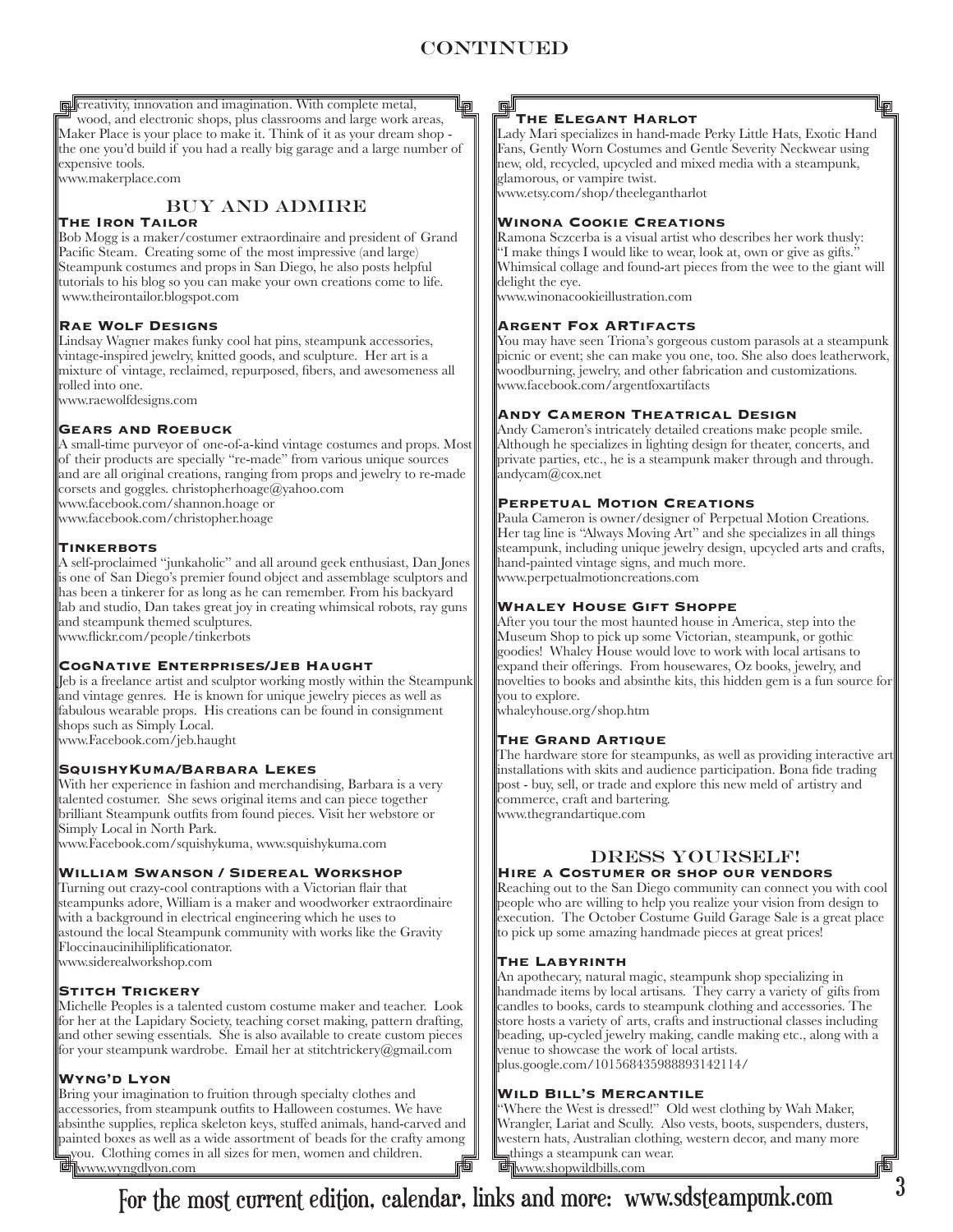# CONTINUED

creativity, innovation and imagination. With complete metal, wood, and electronic shops, plus classrooms and large work areas, Maker Place is your place to make it. Think of it as your dream shop - the one you'd build if you had a really big garage and a large number of expensive tools.
www.makerplace.com

## BUY AND ADMIRE

### The Iron Tailor

Bob Mogg is a maker/costumer extraordinaire and president of Grand Pacific Steam. Creating some of the most impressive (and large) Steampunk costumes and props in San Diego, he also posts helpful tutorials to his blog so you can make your own creations come to life.
www.theirontailor.blogspot.com

### Rae Wolf Designs

Lindsay Wagner makes funky cool hat pins, steampunk accessories, vintage-inspired jewelry, knitted goods, and sculpture. Her art is a mixture of vintage, reclaimed, repurposed, fibers, and awesomeness all rolled into one.
www.raewolfdesigns.com

### Gears and Roebuck

A small-time purveyor of one-of-a-kind vintage costumes and props. Most of their products are specially "re-made" from various unique sources and are all original creations, ranging from props and jewelry to re-made corsets and goggles. christopherhoage@yahoo.com
www.facebook.com/shannon.hoage or
www.facebook.com/christopher.hoage

### Tinkerbots

A self-proclaimed "junkaholic" and all around geek enthusiast, Dan Jones is one of San Diego's premier found object and assemblage sculptors and has been a tinkerer for as long as he can remember. From his backyard lab and studio, Dan takes great joy in creating whimsical robots, ray guns and steampunk themed sculptures.
www.flickr.com/people/tinkerbots

### CogNative Enterprises/Jeb Haught

Jeb is a freelance artist and sculptor working mostly within the Steampunk and vintage genres. He is known for unique jewelry pieces as well as fabulous wearable props. His creations can be found in consignment shops such as Simply Local.
www.Facebook.com/jeb.haught

### SquishyKuma/Barbara Lekes

With her experience in fashion and merchandising, Barbara is a very talented costumer. She sews original items and can piece together brilliant Steampunk outfits from found pieces. Visit her webstore or Simply Local in North Park.
www.Facebook.com/squishykuma, www.squishykuma.com

### William Swanson / Sidereal Workshop

Turning out crazy-cool contraptions with a Victorian flair that steampunks adore, William is a maker and woodworker extraordinaire with a background in electrical engineering which he uses to astound the local Steampunk community with works like the Gravity Floccinaucinihiliplificationator.
www.siderealworkshop.com

### Stitch Trickery

Michelle Peoples is a talented custom costume maker and teacher. Look for her at the Lapidary Society, teaching corset making, pattern drafting, and other sewing essentials. She is also available to create custom pieces for your steampunk wardrobe. Email her at stitchtrickery@gmail.com

### Wyng'd Lyon

Bring your imagination to fruition through specialty clothes and accessories, from steampunk outfits to Halloween costumes. We have absinthe supplies, replica skeleton keys, stuffed animals, hand-carved and painted boxes as well as a wide assortment of beads for the crafty among you. Clothing comes in all sizes for men, women and children.
www.wyngdlyon.com

### The Elegant Harlot

Lady Mari specializes in hand-made Perky Little Hats, Exotic Hand Fans, Gently Worn Costumes and Gentle Severity Neckwear using new, old, recycled, upcycled and mixed media with a steampunk, glamorous, or vampire twist.
www.etsy.com/shop/theelegantharlot

### Winona Cookie Creations

Ramona Sczcerba is a visual artist who describes her work thusly: "I make things I would like to wear, look at, own or give as gifts." Whimsical collage and found-art pieces from the wee to the giant will delight the eye.
www.winonacookieillustration.com

### Argent Fox ARTifacts

You may have seen Triona's gorgeous custom parasols at a steampunk picnic or event; she can make you one, too. She also does leatherwork, woodburning, jewelry, and other fabrication and customizations.
www.facebook.com/argentfoxartifacts

### Andy Cameron Theatrical Design

Andy Cameron's intricately detailed creations make people smile. Although he specializes in lighting design for theater, concerts, and private parties, etc., he is a steampunk maker through and through.
andycam@cox.net

### Perpetual Motion Creations

Paula Cameron is owner/designer of Perpetual Motion Creations. Her tag line is "Always Moving Art" and she specializes in all things steampunk, including unique jewelry design, upcycled arts and crafts, hand-painted vintage signs, and much more.
www.perpetualmotioncreations.com

### Whaley House Gift Shoppe

After you tour the most haunted house in America, step into the Museum Shop to pick up some Victorian, steampunk, or gothic goodies! Whaley House would love to work with local artisans to expand their offerings. From housewares, Oz books, jewelry, and novelties to books and absinthe kits, this hidden gem is a fun source for you to explore.
whaleyhouse.org/shop.htm

### The Grand Artique

The hardware store for steampunks, as well as providing interactive art installations with skits and audience participation. Bona fide trading post - buy, sell, or trade and explore this new meld of artistry and commerce, craft and bartering.
www.thegrandartique.com

## DRESS YOURSELF!

### Hire a Costumer or shop our vendors

Reaching out to the San Diego community can connect you with cool people who are willing to help you realize your vision from design to execution. The October Costume Guild Garage Sale is a great place to pick up some amazing handmade pieces at great prices!

### The Labyrinth

An apothecary, natural magic, steampunk shop specializing in handmade items by local artisans. They carry a variety of gifts from candles to books, cards to steampunk clothing and accessories. The store hosts a variety of arts, crafts and instructional classes including beading, up-cycled jewelry making, candle making etc., along with a venue to showcase the work of local artists.
plus.google.com/101568435988893142114/

### Wild Bill's Mercantile

"Where the West is dressed!" Old west clothing by Wah Maker, Wrangler, Lariat and Scully. Also vests, boots, suspenders, dusters, western hats, Australian clothing, western decor, and many more things a steampunk can wear.
www.shopwildbills.com

For the most current edition, calendar, links and more: www.sdsteampunk.com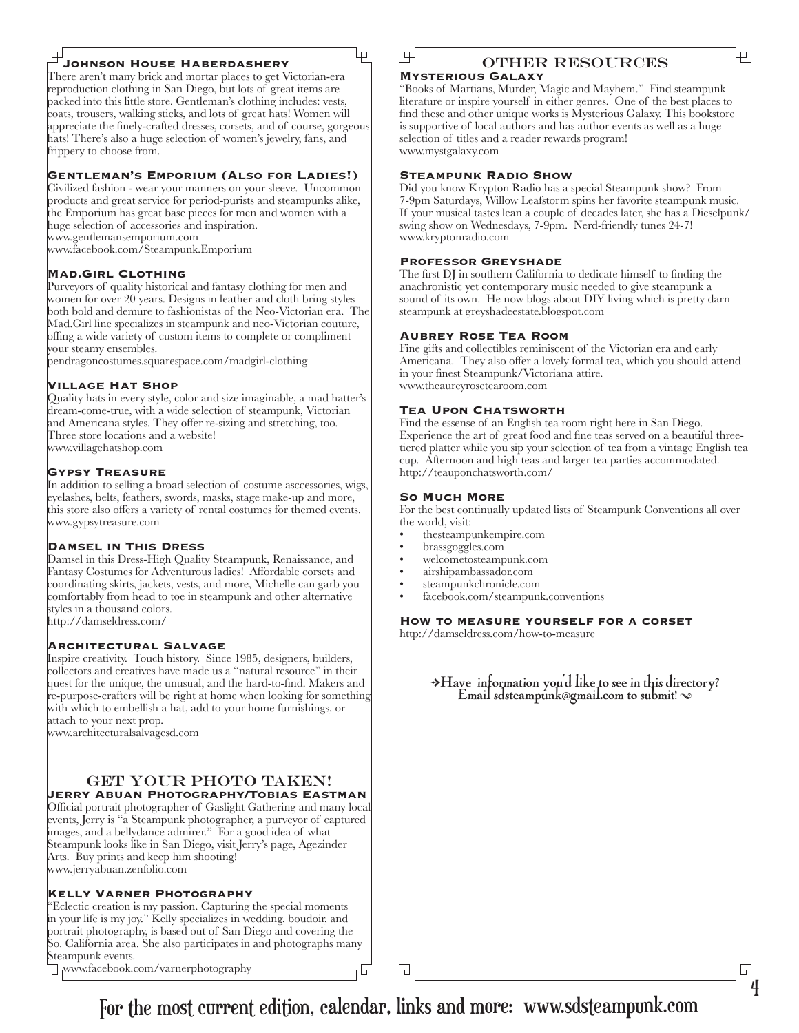### Johnson House Haberdashery

There aren't many brick and mortar places to get Victorian-era reproduction clothing in San Diego, but lots of great items are packed into this little store. Gentleman's clothing includes: vests, coats, trousers, walking sticks, and lots of great hats! Women will appreciate the finely-crafted dresses, corsets, and of course, gorgeous hats! There's also a huge selection of women's jewelry, fans, and frippery to choose from.

### Gentleman's Emporium (Also for Ladies!)

Civilized fashion - wear your manners on your sleeve. Uncommon products and great service for period-purists and steampunks alike, the Emporium has great base pieces for men and women with a huge selection of accessories and inspiration.
www.gentlemansemporium.com
www.facebook.com/Steampunk.Emporium

### Mad.Girl Clothing

Purveyors of quality historical and fantasy clothing for men and women for over 20 years. Designs in leather and cloth bring styles both bold and demure to fashionistas of the Neo-Victorian era. The Mad.Girl line specializes in steampunk and neo-Victorian couture, offing a wide variety of custom items to complete or compliment your steamy ensembles.
pendragoncostumes.squarespace.com/madgirl-clothing

### Village Hat Shop

Quality hats in every style, color and size imaginable, a mad hatter's dream-come-true, with a wide selection of steampunk, Victorian and Americana styles. They offer re-sizing and stretching, too. Three store locations and a website!
www.villagehatshop.com

### Gypsy Treasure

In addition to selling a broad selection of costume asccessories, wigs, eyelashes, belts, feathers, swords, masks, stage make-up and more, this store also offers a variety of rental costumes for themed events.
www.gypsytreasure.com

### Damsel in This Dress

Damsel in this Dress-High Quality Steampunk, Renaissance, and Fantasy Costumes for Adventurous ladies! Affordable corsets and coordinating skirts, jackets, vests, and more, Michelle can garb you comfortably from head to toe in steampunk and other alternative styles in a thousand colors.
http://damseldress.com/

### Architectural Salvage

Inspire creativity. Touch history. Since 1985, designers, builders, collectors and creatives have made us a "natural resource" in their quest for the unique, the unusual, and the hard-to-find. Makers and re-purpose-crafters will be right at home when looking for something with which to embellish a hat, add to your home furnishings, or attach to your next prop.
www.architecturalsalvagesd.com

## Get Your Photo Taken!

### Jerry Abuan Photography/Tobias Eastman

Official portrait photographer of Gaslight Gathering and many local events, Jerry is "a Steampunk photographer, a purveyor of captured images, and a bellydance admirer." For a good idea of what Steampunk looks like in San Diego, visit Jerry's page, Agezinder Arts. Buy prints and keep him shooting!
www.jerryabuan.zenfolio.com

### Kelly Varner Photography

"Eclectic creation is my passion. Capturing the special moments in your life is my joy." Kelly specializes in wedding, boudoir, and portrait photography, is based out of San Diego and covering the So. California area. She also participates in and photographs many Steampunk events.
www.facebook.com/varnerphotography

## Other Resources

### Mysterious Galaxy

"Books of Martians, Murder, Magic and Mayhem." Find steampunk literature or inspire yourself in either genres. One of the best places to find these and other unique works is Mysterious Galaxy. This bookstore is supportive of local authors and has author events as well as a huge selection of titles and a reader rewards program!
www.mystgalaxy.com

### Steampunk Radio Show

Did you know Krypton Radio has a special Steampunk show? From 7-9pm Saturdays, Willow Leafstorm spins her favorite steampunk music. If your musical tastes lean a couple of decades later, she has a Dieselpunk/swing show on Wednesdays, 7-9pm. Nerd-friendly tunes 24-7!
www.kryptonradio.com

### Professor Greyshade

The first DJ in southern California to dedicate himself to finding the anachronistic yet contemporary music needed to give steampunk a sound of its own. He now blogs about DIY living which is pretty darn steampunk at greyshadeestate.blogspot.com

### Aubrey Rose Tea Room

Fine gifts and collectibles reminiscent of the Victorian era and early Americana. They also offer a lovely formal tea, which you should attend in your finest Steampunk/Victoriana attire.
www.theaureyrosetearoom.com

### Tea Upon Chatsworth

Find the essense of an English tea room right here in San Diego. Experience the art of great food and fine teas served on a beautiful three-tiered platter while you sip your selection of tea from a vintage English tea cup. Afternoon and high teas and larger tea parties accommodated.
http://teauponchatsworth.com/

### So Much More

For the best continually updated lists of Steampunk Conventions all over the world, visit:

- thesteampunkempire.com
- brassgoggles.com
- welcometosteampunk.com
- airshipambassador.com
- steampunkchronicle.com
- facebook.com/steampunk.conventions

### How to measure yourself for a corset

http://damseldress.com/how-to-measure

Have information you'd like to see in this directory? Email sdsteampunk@gmail.com to submit!

For the most current edition, calendar, links and more: www.sdsteampunk.com